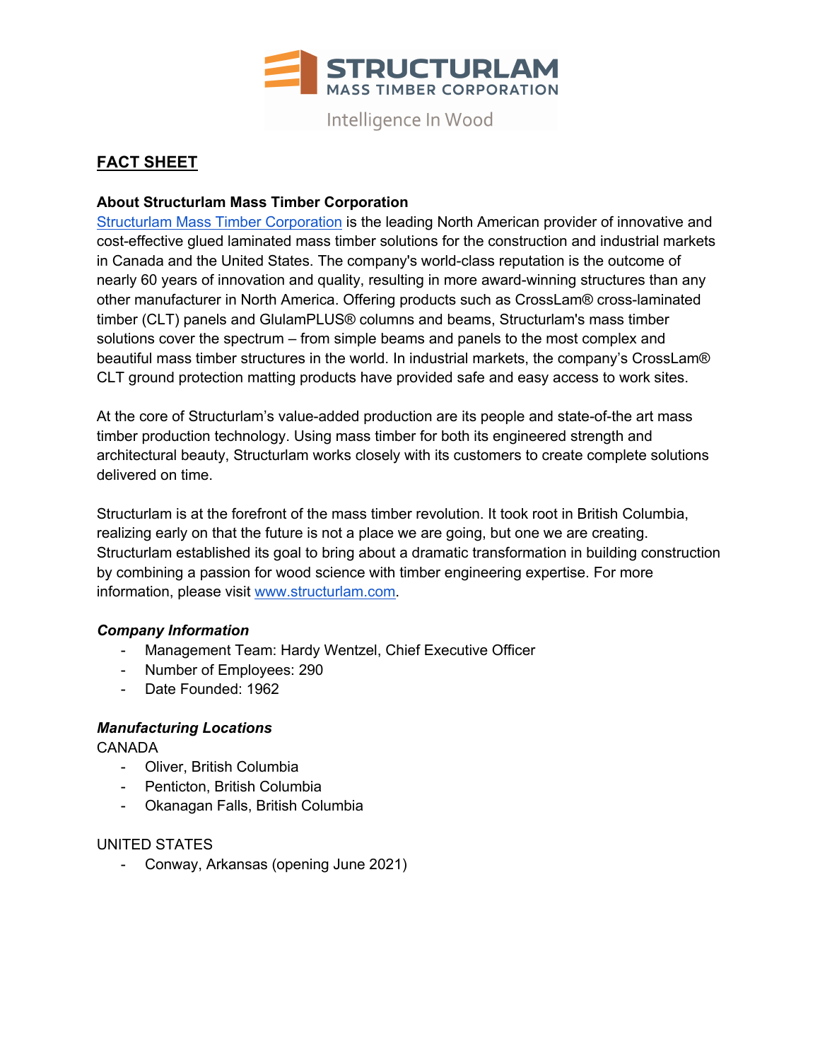STRUCTURLAM
MASS TIMBER CORPORATION
Intelligence In Wood

# FACT SHEET

## About Structurlam Mass Timber Corporation

[Structurlam Mass Timber Corporation](#) is the leading North American provider of innovative and cost-effective glued laminated mass timber solutions for the construction and industrial markets in Canada and the United States. The company's world-class reputation is the outcome of nearly 60 years of innovation and quality, resulting in more award-winning structures than any other manufacturer in North America. Offering products such as CrossLam® cross-laminated timber (CLT) panels and GlulamPLUS® columns and beams, Structurlam's mass timber solutions cover the spectrum – from simple beams and panels to the most complex and beautiful mass timber structures in the world. In industrial markets, the company's CrossLam® CLT ground protection matting products have provided safe and easy access to work sites.

At the core of Structurlam's value-added production are its people and state-of-the art mass timber production technology. Using mass timber for both its engineered strength and architectural beauty, Structurlam works closely with its customers to create complete solutions delivered on time.

Structurlam is at the forefront of the mass timber revolution. It took root in British Columbia, realizing early on that the future is not a place we are going, but one we are creating. Structurlam established its goal to bring about a dramatic transformation in building construction by combining a passion for wood science with timber engineering expertise. For more information, please visit [www.structurlam.com](http://www.structurlam.com).

### *Company Information*

- Management Team: Hardy Wentzel, Chief Executive Officer
- Number of Employees: 290
- Date Founded: 1962

### *Manufacturing Locations*

CANADA

- Oliver, British Columbia
- Penticton, British Columbia
- Okanagan Falls, British Columbia

UNITED STATES

- Conway, Arkansas (opening June 2021)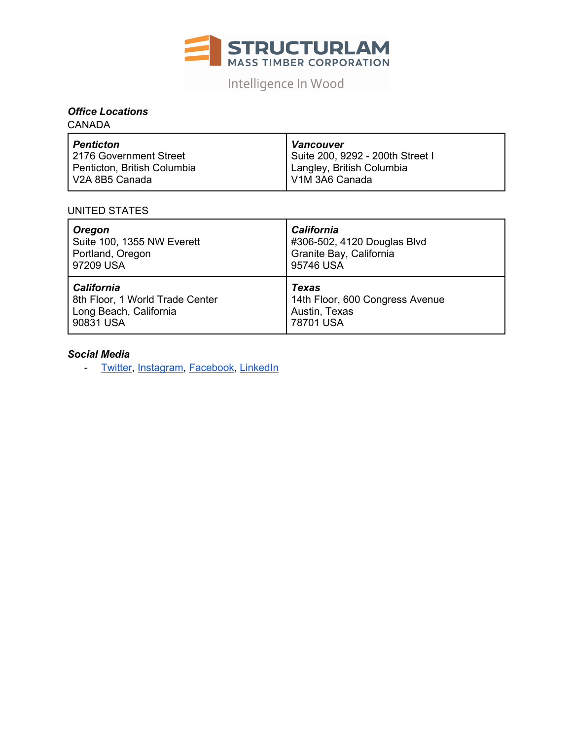STRUCTURLAM
MASS TIMBER CORPORATION

Intelligence In Wood

***Office Locations***

CANADA

| | |
|---|---|
| ***Penticton***<br>2176 Government Street<br>Penticton, British Columbia<br>V2A 8B5 Canada | ***Vancouver***<br>Suite 200, 9292 - 200th Street I<br>Langley, British Columbia<br>V1M 3A6 Canada |

UNITED STATES

| | |
|---|---|
| ***Oregon***<br>Suite 100, 1355 NW Everett<br>Portland, Oregon<br>97209 USA | ***California***<br>#306-502, 4120 Douglas Blvd<br>Granite Bay, California<br>95746 USA |
| ***California***<br>8th Floor, 1 World Trade Center<br>Long Beach, California<br>90831 USA | ***Texas***<br>14th Floor, 600 Congress Avenue<br>Austin, Texas<br>78701 USA |

***Social Media***

- Twitter, Instagram, Facebook, LinkedIn